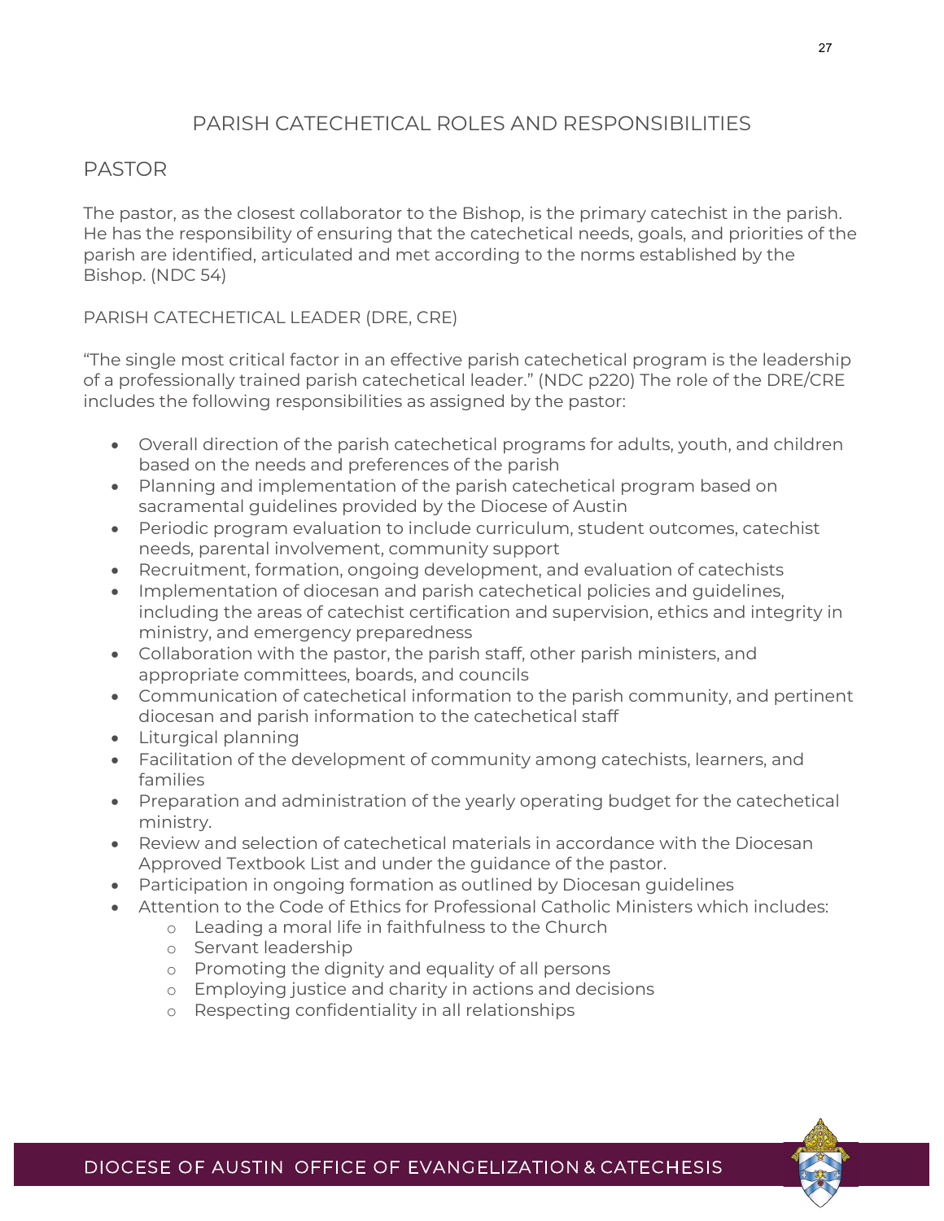# PARISH CATECHETICAL ROLES AND RESPONSIBILITIES

## PASTOR

The pastor, as the closest collaborator to the Bishop, is the primary catechist in the parish. He has the responsibility of ensuring that the catechetical needs, goals, and priorities of the parish are identified, articulated and met according to the norms established by the Bishop. (NDC 54)

### PARISH CATECHETICAL LEADER (DRE, CRE)

"The single most critical factor in an effective parish catechetical program is the leadership of a professionally trained parish catechetical leader." (NDC p220) The role of the DRE/CRE includes the following responsibilities as assigned by the pastor:

- Overall direction of the parish catechetical programs for adults, youth, and children based on the needs and preferences of the parish
- Planning and implementation of the parish catechetical program based on sacramental guidelines provided by the Diocese of Austin
- Periodic program evaluation to include curriculum, student outcomes, catechist needs, parental involvement, community support
- Recruitment, formation, ongoing development, and evaluation of catechists
- Implementation of diocesan and parish catechetical policies and guidelines, including the areas of catechist certification and supervision, ethics and integrity in ministry, and emergency preparedness
- Collaboration with the pastor, the parish staff, other parish ministers, and appropriate committees, boards, and councils
- Communication of catechetical information to the parish community, and pertinent diocesan and parish information to the catechetical staff
- Liturgical planning
- Facilitation of the development of community among catechists, learners, and families
- Preparation and administration of the yearly operating budget for the catechetical ministry.
- Review and selection of catechetical materials in accordance with the Diocesan Approved Textbook List and under the guidance of the pastor.
- Participation in ongoing formation as outlined by Diocesan guidelines
- Attention to the Code of Ethics for Professional Catholic Ministers which includes:
    - Leading a moral life in faithfulness to the Church
    - Servant leadership
    - Promoting the dignity and equality of all persons
    - Employing justice and charity in actions and decisions
    - Respecting confidentiality in all relationships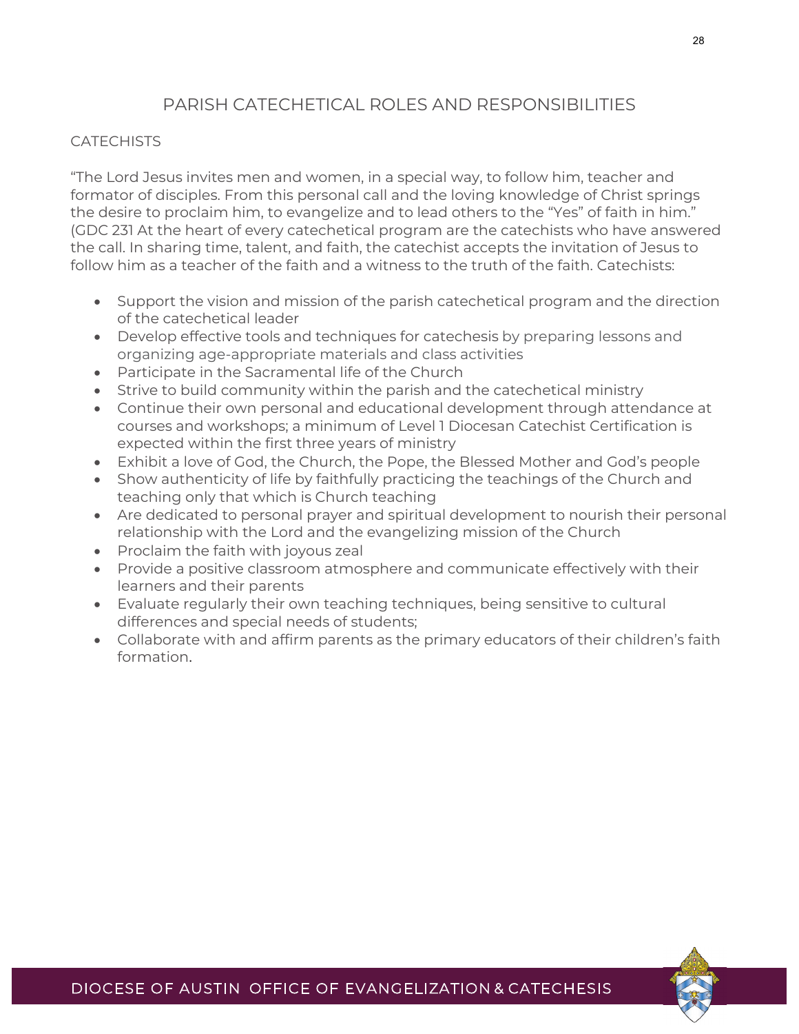## PARISH CATECHETICAL ROLES AND RESPONSIBILITIES

### CATECHISTS

“The Lord Jesus invites men and women, in a special way, to follow him, teacher and formator of disciples. From this personal call and the loving knowledge of Christ springs the desire to proclaim him, to evangelize and to lead others to the “Yes” of faith in him.” (GDC 231 At the heart of every catechetical program are the catechists who have answered the call. In sharing time, talent, and faith, the catechist accepts the invitation of Jesus to follow him as a teacher of the faith and a witness to the truth of the faith. Catechists:

- Support the vision and mission of the parish catechetical program and the direction of the catechetical leader
- Develop effective tools and techniques for catechesis by preparing lessons and organizing age-appropriate materials and class activities
- Participate in the Sacramental life of the Church
- Strive to build community within the parish and the catechetical ministry
- Continue their own personal and educational development through attendance at courses and workshops; a minimum of Level 1 Diocesan Catechist Certification is expected within the first three years of ministry
- Exhibit a love of God, the Church, the Pope, the Blessed Mother and God’s people
- Show authenticity of life by faithfully practicing the teachings of the Church and teaching only that which is Church teaching
- Are dedicated to personal prayer and spiritual development to nourish their personal relationship with the Lord and the evangelizing mission of the Church
- Proclaim the faith with joyous zeal
- Provide a positive classroom atmosphere and communicate effectively with their learners and their parents
- Evaluate regularly their own teaching techniques, being sensitive to cultural differences and special needs of students;
- Collaborate with and affirm parents as the primary educators of their children’s faith formation.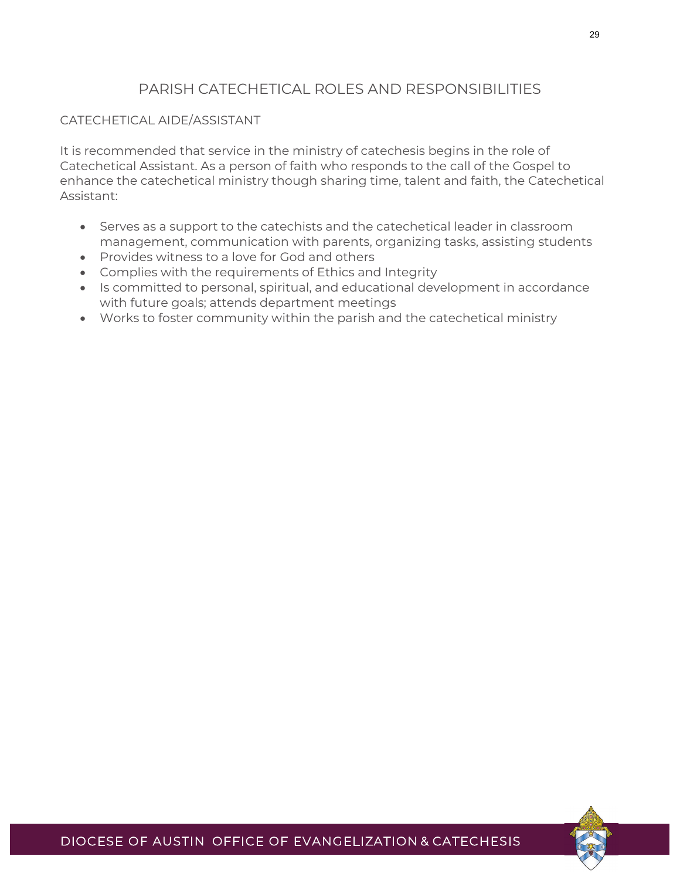# PARISH CATECHETICAL ROLES AND RESPONSIBILITIES

## CATECHETICAL AIDE/ASSISTANT

It is recommended that service in the ministry of catechesis begins in the role of Catechetical Assistant. As a person of faith who responds to the call of the Gospel to enhance the catechetical ministry though sharing time, talent and faith, the Catechetical Assistant:

- Serves as a support to the catechists and the catechetical leader in classroom management, communication with parents, organizing tasks, assisting students
- Provides witness to a love for God and others
- Complies with the requirements of Ethics and Integrity
- Is committed to personal, spiritual, and educational development in accordance with future goals; attends department meetings
- Works to foster community within the parish and the catechetical ministry